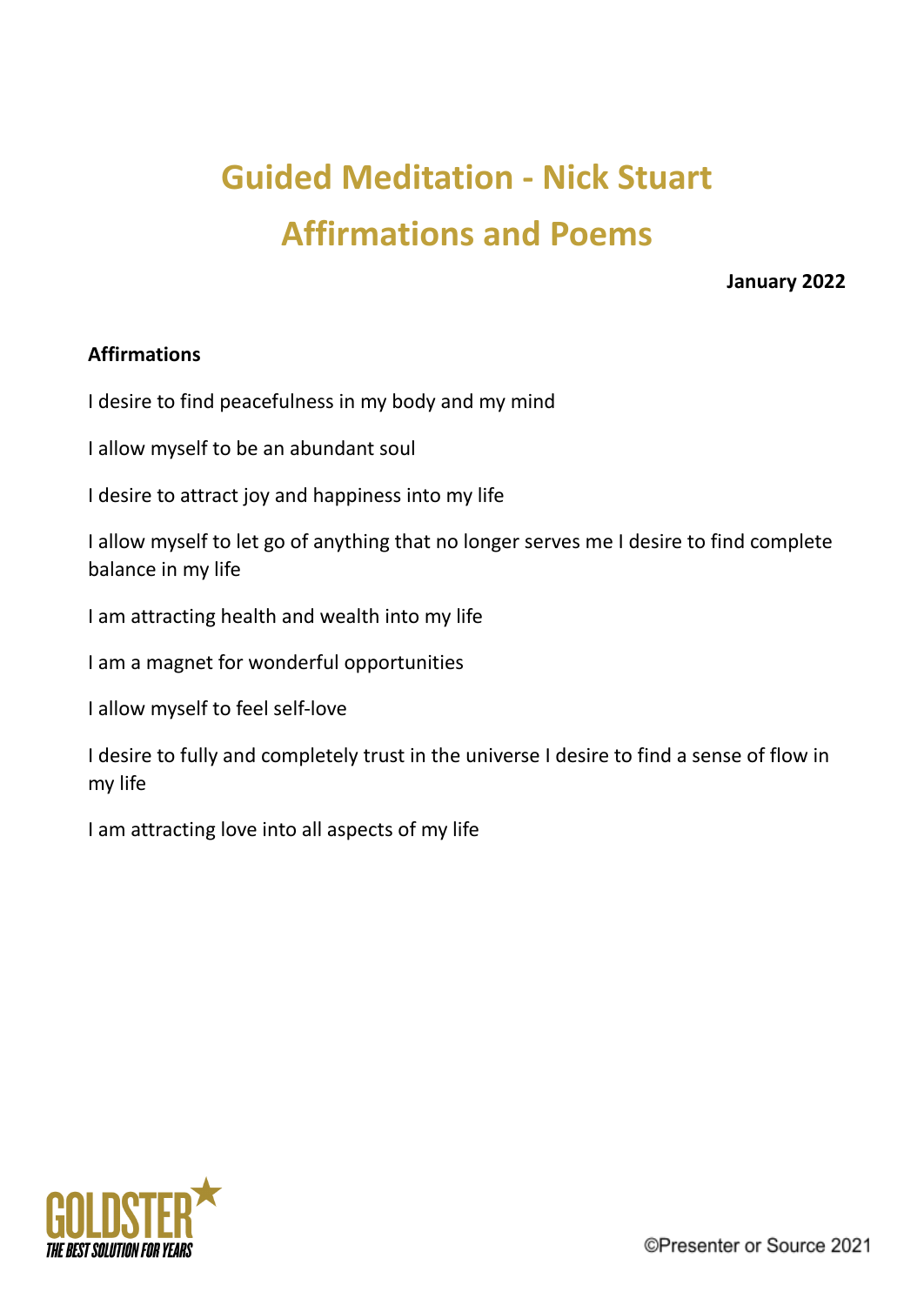# Guided Meditation - Nick Stuart

# Affirmations and Poems

**January 2022**

**Affirmations**

I desire to find peacefulness in my body and my mind

I allow myself to be an abundant soul

I desire to attract joy and happiness into my life

I allow myself to let go of anything that no longer serves me I desire to find complete balance in my life

I am attracting health and wealth into my life

I am a magnet for wonderful opportunities

I allow myself to feel self-love

I desire to fully and completely trust in the universe I desire to find a sense of flow in my life

I am attracting love into all aspects of my life

GOLDSTER
THE BEST SOLUTION FOR YEARS

©Presenter or Source 2021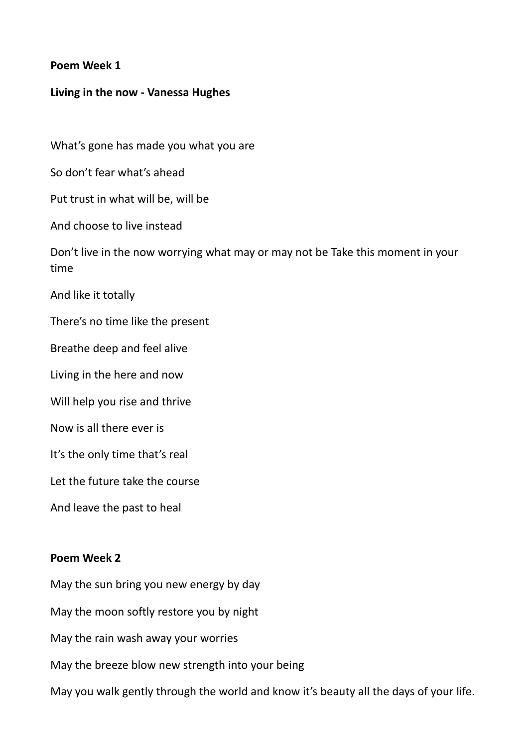**Poem Week 1**

**Living in the now - Vanessa Hughes**

What's gone has made you what you are

So don't fear what's ahead

Put trust in what will be, will be

And choose to live instead

Don't live in the now worrying what may or may not be Take this moment in your time

And like it totally

There's no time like the present

Breathe deep and feel alive

Living in the here and now

Will help you rise and thrive

Now is all there ever is

It's the only time that's real

Let the future take the course

And leave the past to heal

**Poem Week 2**

May the sun bring you new energy by day

May the moon softly restore you by night

May the rain wash away your worries

May the breeze blow new strength into your being

May you walk gently through the world and know it's beauty all the days of your life.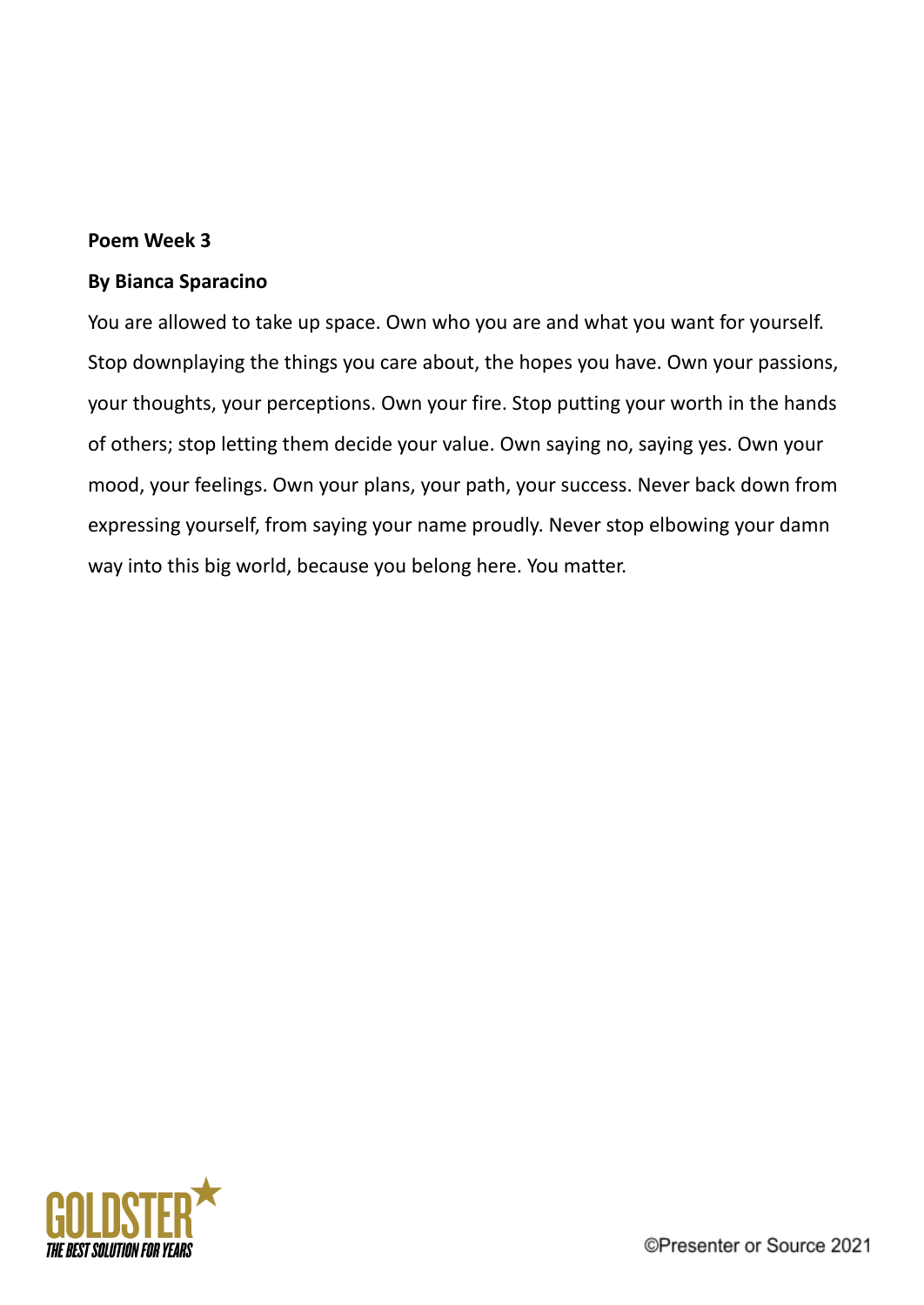**Poem Week 3**

**By Bianca Sparacino**

You are allowed to take up space. Own who you are and what you want for yourself. Stop downplaying the things you care about, the hopes you have. Own your passions, your thoughts, your perceptions. Own your fire. Stop putting your worth in the hands of others; stop letting them decide your value. Own saying no, saying yes. Own your mood, your feelings. Own your plans, your path, your success. Never back down from expressing yourself, from saying your name proudly. Never stop elbowing your damn way into this big world, because you belong here. You matter.